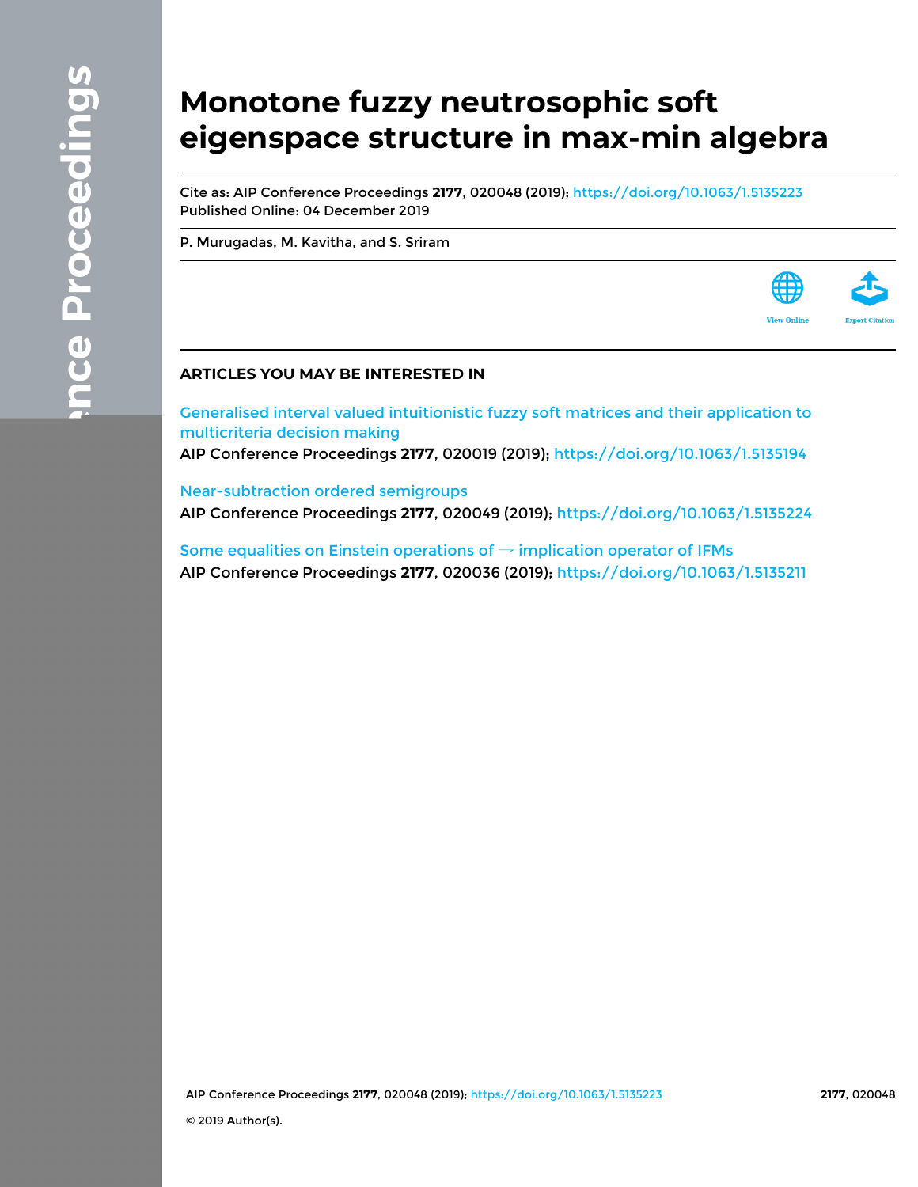# Monotone fuzzy neutrosophic soft eigenspace structure in max-min algebra

Cite as: AIP Conference Proceedings **2177**, 020048 (2019); https://doi.org/10.1063/1.5135223
Published Online: 04 December 2019

P. Murugadas, M. Kavitha, and S. Sriram

View Online Export Citation

## ARTICLES YOU MAY BE INTERESTED IN

Generalised interval valued intuitionistic fuzzy soft matrices and their application to multicriteria decision making
AIP Conference Proceedings **2177**, 020019 (2019); https://doi.org/10.1063/1.5135194

Near-subtraction ordered semigroups
AIP Conference Proceedings **2177**, 020049 (2019); https://doi.org/10.1063/1.5135224

Some equalities on Einstein operations of → implication operator of IFMs
AIP Conference Proceedings **2177**, 020036 (2019); https://doi.org/10.1063/1.5135211

© 2019 Author(s).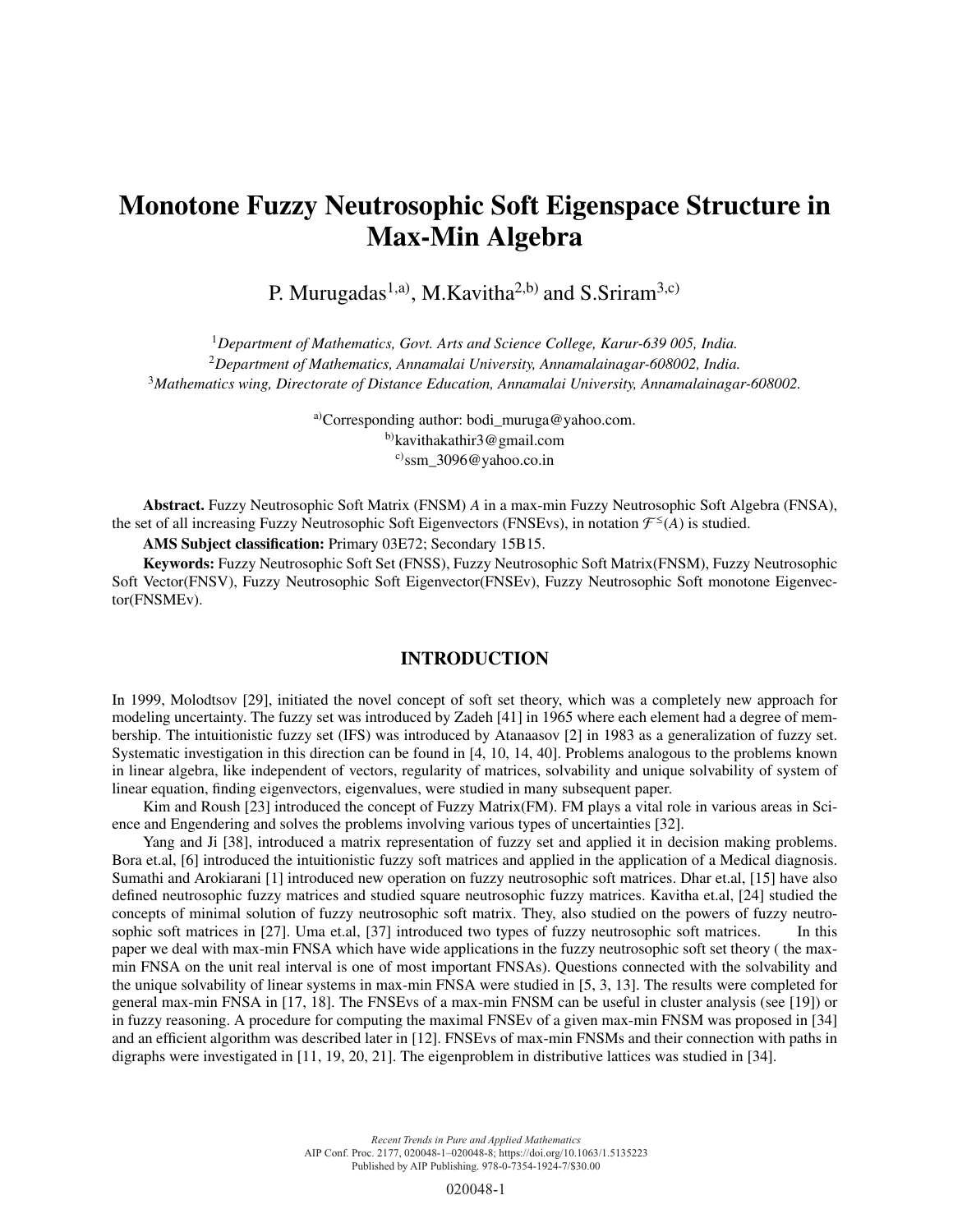# Monotone Fuzzy Neutrosophic Soft Eigenspace Structure in Max-Min Algebra

P. Murugadas[1,a)], M.Kavitha[2,b)] and S.Sriram[3,c)]

[1]*Department of Mathematics, Govt. Arts and Science College, Karur-639 005, India.*
[2]*Department of Mathematics, Annamalai University, Annamalainagar-608002, India.*
[3]*Mathematics wing, Directorate of Distance Education, Annamalai University, Annamalainagar-608002.*

[a)]Corresponding author: bodi_muruga@yahoo.com.
[b)]kavithakathir3@gmail.com
[c)]ssm_3096@yahoo.co.in

**Abstract.** Fuzzy Neutrosophic Soft Matrix (FNSM) $A$ in a max-min Fuzzy Neutrosophic Soft Algebra (FNSA), the set of all increasing Fuzzy Neutrosophic Soft Eigenvectors (FNSEvs), in notation $\mathcal{F}^{\leq}(A)$ is studied.

**AMS Subject classification:** Primary 03E72; Secondary 15B15.

**Keywords:** Fuzzy Neutrosophic Soft Set (FNSS), Fuzzy Neutrosophic Soft Matrix(FNSM), Fuzzy Neutrosophic Soft Vector(FNSV), Fuzzy Neutrosophic Soft Eigenvector(FNSEv), Fuzzy Neutrosophic Soft monotone Eigenvector(FNSMEv).

## INTRODUCTION

In 1999, Molodtsov [29], initiated the novel concept of soft set theory, which was a completely new approach for modeling uncertainty. The fuzzy set was introduced by Zadeh [41] in 1965 where each element had a degree of membership. The intuitionistic fuzzy set (IFS) was introduced by Atanaasov [2] in 1983 as a generalization of fuzzy set. Systematic investigation in this direction can be found in [4, 10, 14, 40]. Problems analogous to the problems known in linear algebra, like independent of vectors, regularity of matrices, solvability and unique solvability of system of linear equation, finding eigenvectors, eigenvalues, were studied in many subsequent paper.

Kim and Roush [23] introduced the concept of Fuzzy Matrix(FM). FM plays a vital role in various areas in Science and Engendering and solves the problems involving various types of uncertainties [32].

Yang and Ji [38], introduced a matrix representation of fuzzy set and applied it in decision making problems. Bora et.al, [6] introduced the intuitionistic fuzzy soft matrices and applied in the application of a Medical diagnosis. Sumathi and Arokiarani [1] introduced new operation on fuzzy neutrosophic soft matrices. Dhar et.al, [15] have also defined neutrosophic fuzzy matrices and studied square neutrosophic fuzzy matrices. Kavitha et.al, [24] studied the concepts of minimal solution of fuzzy neutrosophic soft matrix. They, also studied on the powers of fuzzy neutrosophic soft matrices in [27]. Uma et.al, [37] introduced two types of fuzzy neutrosophic soft matrices. In this paper we deal with max-min FNSA which have wide applications in the fuzzy neutrosophic soft set theory ( the max-min FNSA on the unit real interval is one of most important FNSAs). Questions connected with the solvability and the unique solvability of linear systems in max-min FNSA were studied in [5, 3, 13]. The results were completed for general max-min FNSA in [17, 18]. The FNSEvs of a max-min FNSM can be useful in cluster analysis (see [19]) or in fuzzy reasoning. A procedure for computing the maximal FNSEv of a given max-min FNSM was proposed in [34] and an efficient algorithm was described later in [12]. FNSEvs of max-min FNSMs and their connection with paths in digraphs were investigated in [11, 19, 20, 21]. The eigenproblem in distributive lattices was studied in [34].

*Recent Trends in Pure and Applied Mathematics*
AIP Conf. Proc. 2177, 020048-1–020048-8; https://doi.org/10.1063/1.5135223
Published by AIP Publishing. 978-0-7354-1924-7/$30.00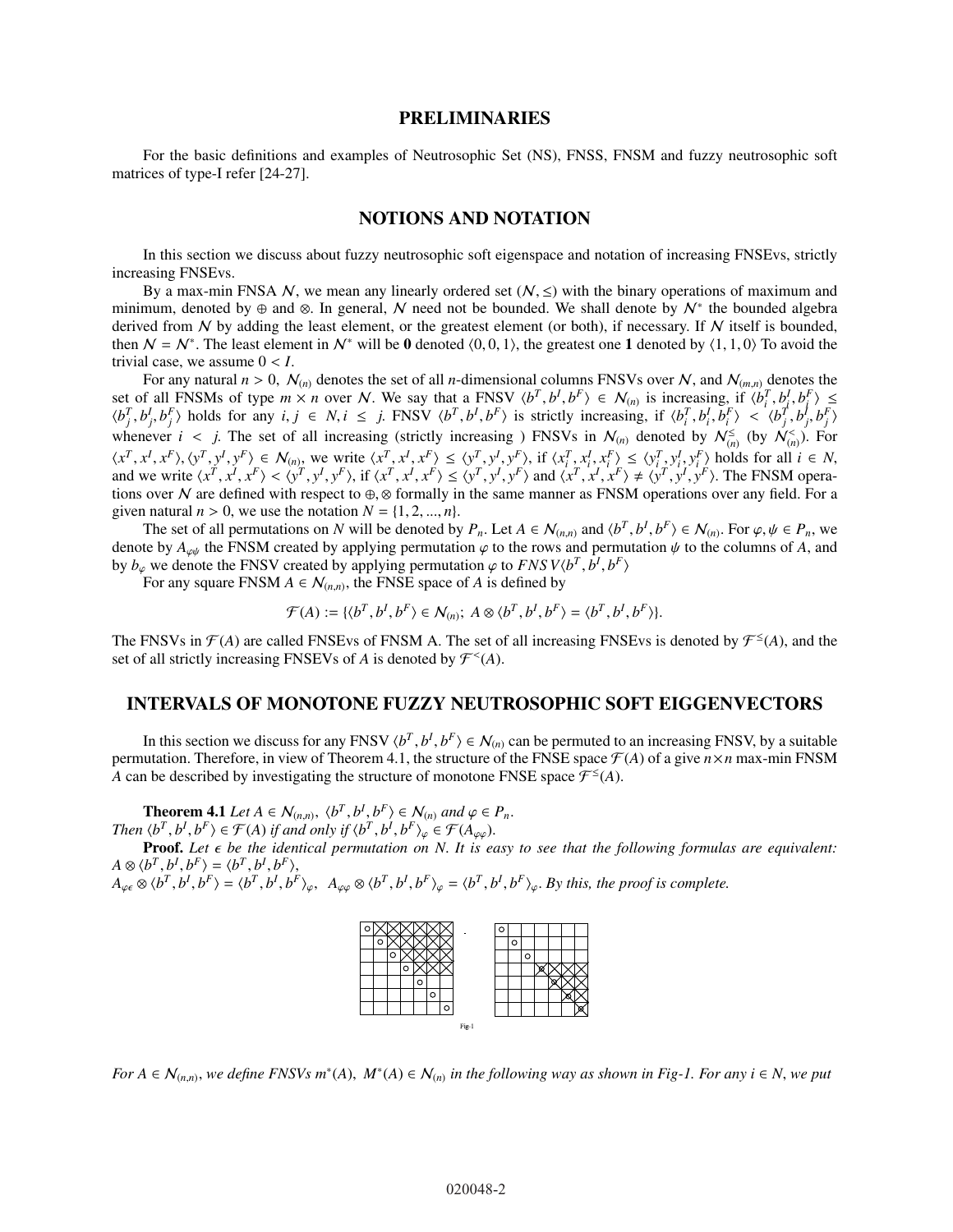## PRELIMINARIES

For the basic definitions and examples of Neutrosophic Set (NS), FNSS, FNSM and fuzzy neutrosophic soft matrices of type-I refer [24-27].

## NOTIONS AND NOTATION

In this section we discuss about fuzzy neutrosophic soft eigenspace and notation of increasing FNSEvs, strictly increasing FNSEvs.

By a max-min FNSA $\mathcal{N}$, we mean any linearly ordered set $(\mathcal{N}, \leq)$ with the binary operations of maximum and minimum, denoted by $\oplus$ and $\otimes$. In general, $\mathcal{N}$ need not be bounded. We shall denote by $\mathcal{N}^*$ the bounded algebra derived from $\mathcal{N}$ by adding the least element, or the greatest element (or both), if necessary. If $\mathcal{N}$ itself is bounded, then $\mathcal{N} = \mathcal{N}^*$. The least element in $\mathcal{N}^*$ will be $\mathbf{0}$ denoted $\langle 0, 0, 1\rangle$, the greatest one $\mathbf{1}$ denoted by $\langle 1, 1, 0\rangle$ To avoid the trivial case, we assume $0 < I$.

For any natural $n > 0$, $\mathcal{N}_{(n)}$ denotes the set of all $n$-dimensional columns FNSVs over $\mathcal{N}$, and $\mathcal{N}_{(m,n)}$ denotes the set of all FNSMs of type $m \times n$ over $\mathcal{N}$. We say that a FNSV $\langle b^T, b^I, b^F\rangle \in \mathcal{N}_{(n)}$ is increasing, if $\langle b_i^T, b_i^I, b_i^F\rangle \leq \langle b_j^T, b_j^I, b_j^F\rangle$ holds for any $i, j \in N, i \leq j$. FNSV $\langle b^T, b^I, b^F\rangle$ is strictly increasing, if $\langle b_i^T, b_i^I, b_i^F\rangle < \langle b_j^T, b_j^I, b_j^F\rangle$ whenever $i < j$. The set of all increasing (strictly increasing ) FNSVs in $\mathcal{N}_{(n)}$ denoted by $\mathcal{N}_{(n)}^{\leq}$ (by $\mathcal{N}_{(n)}^{<}$). For $\langle x^T, x^I, x^F\rangle, \langle y^T, y^I, y^F\rangle \in \mathcal{N}_{(n)}$, we write $\langle x^T, x^I, x^F\rangle \leq \langle y^T, y^I, y^F\rangle$, if $\langle x_i^T, x_i^I, x_i^F\rangle \leq \langle y_i^T, y_i^I, y_i^F\rangle$ holds for all $i \in N$, and we write $\langle x^T, x^I, x^F\rangle < \langle y^T, y^I, y^F\rangle$, if $\langle x^T, x^I, x^F\rangle \leq \langle y^T, y^I, y^F\rangle$ and $\langle x^T, x^I, x^F\rangle \neq \langle y^T, y^I, y^F\rangle$. The FNSM operations over $\mathcal{N}$ are defined with respect to $\oplus, \otimes$ formally in the same manner as FNSM operations over any field. For a given natural $n > 0$, we use the notation $N = \{1, 2, ..., n\}$.

The set of all permutations on $N$ will be denoted by $P_n$. Let $A \in \mathcal{N}_{(n,n)}$ and $\langle b^T, b^I, b^F\rangle \in \mathcal{N}_{(n)}$. For $\varphi, \psi \in P_n$, we denote by $A_{\varphi\psi}$ the FNSM created by applying permutation $\varphi$ to the rows and permutation $\psi$ to the columns of $A$, and by $b_\varphi$ we denote the FNSV created by applying permutation $\varphi$ to $FNSV\langle b^T, b^I, b^F\rangle$

For any square FNSM $A \in \mathcal{N}_{(n,n)}$, the FNSE space of $A$ is defined by

$$\mathcal{F}(A) := \{\langle b^T, b^I, b^F\rangle \in \mathcal{N}_{(n)};\ A \otimes \langle b^T, b^I, b^F\rangle = \langle b^T, b^I, b^F\rangle\}.$$

The FNSVs in $\mathcal{F}(A)$ are called FNSEvs of FNSM A. The set of all increasing FNSEvs is denoted by $\mathcal{F}^{\leq}(A)$, and the set of all strictly increasing FNSEVs of $A$ is denoted by $\mathcal{F}^{<}(A)$.

## INTERVALS OF MONOTONE FUZZY NEUTROSOPHIC SOFT EIGGENVECTORS

In this section we discuss for any FNSV $\langle b^T, b^I, b^F\rangle \in \mathcal{N}_{(n)}$ can be permuted to an increasing FNSV, by a suitable permutation. Therefore, in view of Theorem 4.1, the structure of the FNSE space $\mathcal{F}(A)$ of a give $n \times n$ max-min FNSM $A$ can be described by investigating the structure of monotone FNSE space $\mathcal{F}^{\leq}(A)$.

**Theorem 4.1** *Let $A \in \mathcal{N}_{(n,n)}$, $\langle b^T, b^I, b^F\rangle \in \mathcal{N}_{(n)}$ and $\varphi \in P_n$. Then $\langle b^T, b^I, b^F\rangle \in \mathcal{F}(A)$ if and only if $\langle b^T, b^I, b^F\rangle_\varphi \in \mathcal{F}(A_{\varphi\varphi})$.*

**Proof.** *Let $\epsilon$ be the identical permutation on $N$. It is easy to see that the following formulas are equivalent: $A \otimes \langle b^T, b^I, b^F\rangle = \langle b^T, b^I, b^F\rangle$, $A_{\varphi\epsilon} \otimes \langle b^T, b^I, b^F\rangle = \langle b^T, b^I, b^F\rangle_\varphi$, $A_{\varphi\varphi} \otimes \langle b^T, b^I, b^F\rangle_\varphi = \langle b^T, b^I, b^F\rangle_\varphi$. By this, the proof is complete.*

Fig-1

*For $A \in \mathcal{N}_{(n,n)}$, we define FNSVs $m^*(A)$, $M^*(A) \in \mathcal{N}_{(n)}$ in the following way as shown in Fig-1. For any $i \in N$, we put*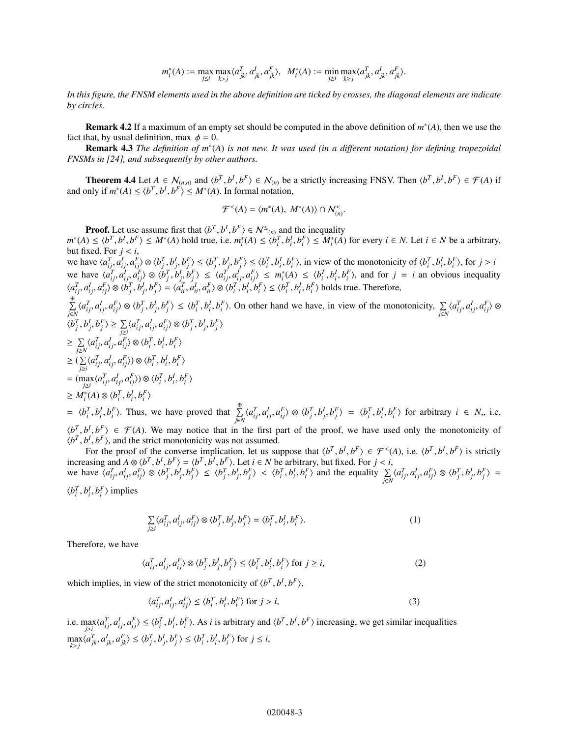$$m_i^*(A) := \max_{j \le i} \max_{k > j} \langle a_{jk}^T, a_{jk}^I, a_{jk}^F \rangle, \quad M_i^*(A) := \min_{j \ge i} \max_{k \ge j} \langle a_{jk}^T, a_{jk}^I, a_{jk}^F \rangle.$$

*In this figure, the FNSM elements used in the above definition are ticked by crosses, the diagonal elements are indicate by circles.*

**Remark 4.2** If a maximum of an empty set should be computed in the above definition of $m^*(A)$, then we use the fact that, by usual definition, max $\phi = 0$.

**Remark 4.3** *The definition of $m^*(A)$ is not new. It was used (in a different notation) for defining trapezoidal FNSMs in [24], and subsequently by other authors.*

**Theorem 4.4** Let $A \in \mathcal{N}_{(n,n)}$ and $\langle b^T, b^I, b^F \rangle \in \mathcal{N}_{(n)}$ be a strictly increasing FNSV. Then $\langle b^T, b^I, b^F \rangle \in \mathcal{F}(A)$ if and only if $m^*(A) \le \langle b^T, b^I, b^F \rangle \le M^*(A)$. In formal notation,

$$\mathcal{F}^<(A) = \langle m^*(A),\ M^*(A) \rangle \cap \mathcal{N}_{(n)}^<.$$

**Proof.** Let use assume first that $\langle b^T, b^I, b^F \rangle \in \mathcal{N}^{\le}{}_{(n)}$ and the inequality $m^*(A) \le \langle b^T, b^I, b^F \rangle \le M^*(A)$ hold true, i.e. $m_i^*(A) \le \langle b_i^T, b_i^I, b_i^F \rangle \le M_i^*(A)$ for every $i \in N$. Let $i \in N$ be a arbitrary, but fixed. For $j < i$,
we have $\langle a_{ij}^T, a_{ij}^I, a_{ij}^F \rangle \otimes \langle b_j^T, b_j^I, b_j^F \rangle \le \langle b_j^T, b_j^I, b_j^F \rangle \le \langle b_i^T, b_i^I, b_i^F \rangle$, in view of the monotonicity of $\langle b_i^T, b_i^I, b_i^F \rangle$, for $j > i$ we have $\langle a_{ij}^T, a_{ij}^I, a_{ij}^F \rangle \otimes \langle b_j^T, b_j^I, b_j^F \rangle \le \langle a_{ij}^T, a_{ij}^I, a_{ij}^F \rangle \le m_i^*(A) \le \langle b_i^T, b_i^I, b_i^F \rangle$, and for $j = i$ an obvious inequality $\langle a_{ij}^T, a_{ij}^I, a_{ij}^F \rangle \otimes \langle b_j^T, b_j^I, b_j^F \rangle = \langle a_{ii}^T, a_{ii}^I, a_{ii}^F \rangle \otimes \langle b_i^T, b_i^I, b_i^F \rangle \le \langle b_i^T, b_i^I, b_i^F \rangle$ holds true. Therefore,
$\sum\limits_{j \in N}^{\oplus} \langle a_{ij}^T, a_{ij}^I, a_{ij}^F \rangle \otimes \langle b_j^T, b_j^I, b_j^F \rangle \le \langle b_i^T, b_i^I, b_i^F \rangle$. On other hand we have, in view of the monotonicity, $\sum\limits_{j \in N} \langle a_{ij}^T, a_{ij}^I, a_{ij}^F \rangle \otimes \langle b_j^T, b_j^I, b_j^F \rangle \ge \sum\limits_{j \ge i} \langle a_{ij}^T, a_{ij}^I, a_{ij}^F \rangle \otimes \langle b_j^T, b_j^I, b_j^F \rangle$
$\ge \sum\limits_{j \ge N} \langle a_{ij}^T, a_{ij}^I, a_{ij}^F \rangle \otimes \langle b_i^T, b_i^I, b_i^F \rangle$
$\ge (\sum\limits_{j \ge i} \langle a_{ij}^T, a_{ij}^I, a_{ij}^F \rangle) \otimes \langle b_i^T, b_i^I, b_i^F \rangle$
$= (\max\limits_{j \ge i} \langle a_{ij}^T, a_{ij}^I, a_{ij}^F \rangle) \otimes \langle b_i^T, b_i^I, b_i^F \rangle$
$\ge M_i^*(A) \otimes \langle b_i^T, b_i^I, b_i^F \rangle$
$= \langle b_i^T, b_i^I, b_i^F \rangle$. Thus, we have proved that $\sum\limits_{j \in N}^{\oplus} \langle a_{ij}^T, a_{ij}^I, a_{ij}^F \rangle \otimes \langle b_j^T, b_j^I, b_j^F \rangle = \langle b_i^T, b_i^I, b_i^F \rangle$ for arbitrary $i \in N$,, i.e. $\langle b^T, b^I, b^F \rangle \in \mathcal{F}(A)$. We may notice that in the first part of the proof, we have used only the monotonicity of $\langle b^T, b^I, b^F \rangle$, and the strict monotonicity was not assumed.

For the proof of the converse implication, let us suppose that $\langle b^T, b^I, b^F \rangle \in \mathcal{F}^<(A)$, i.e. $\langle b^T, b^I, b^F \rangle$ is strictly increasing and $A \otimes \langle b^T, b^I, b^F \rangle = \langle b^T, b^I, b^F \rangle$. Let $i \in N$ be arbitrary, but fixed. For $j < i$,
we have $\langle a_{ij}^T, a_{ij}^I, a_{ij}^F \rangle \otimes \langle b_j^T, b_j^I, b_j^F \rangle \le \langle b_j^T, b_j^I, b_j^F \rangle < \langle b_i^T, b_i^I, b_i^F \rangle$ and the equality $\sum\limits_{j \in N} \langle a_{ij}^T, a_{ij}^I, a_{ij}^F \rangle \otimes \langle b_j^T, b_j^I, b_j^F \rangle = \langle b_i^T, b_i^I, b_i^F \rangle$ implies

$$\sum_{j \ge i} \langle a_{ij}^T, a_{ij}^I, a_{ij}^F \rangle \otimes \langle b_j^T, b_j^I, b_j^F \rangle = \langle b_i^T, b_i^I, b_i^F \rangle. \tag{1}$$

Therefore, we have

$$\langle a_{ij}^T, a_{ij}^I, a_{ij}^F \rangle \otimes \langle b_j^T, b_j^I, b_j^F \rangle \le \langle b_i^T, b_i^I, b_i^F \rangle \text{ for } j \ge i, \tag{2}$$

which implies, in view of the strict monotonicity of $\langle b^T, b^I, b^F \rangle$,

$$\langle a_{ij}^T, a_{ij}^I, a_{ij}^F \rangle \le \langle b_i^T, b_i^I, b_i^F \rangle \text{ for } j > i, \tag{3}$$

i.e. $\max\limits_{j > i} \langle a_{ij}^T, a_{ij}^I, a_{ij}^F \rangle \le \langle b_i^T, b_i^I, b_i^F \rangle$. As $i$ is arbitrary and $\langle b^T, b^I, b^F \rangle$ increasing, we get similar inequalities
$\max\limits_{k > j} \langle a_{jk}^T, a_{jk}^I, a_{jk}^F \rangle \le \langle b_j^T, b_j^I, b_j^F \rangle \le \langle b_i^T, b_i^I, b_i^F \rangle$ for $j \le i$,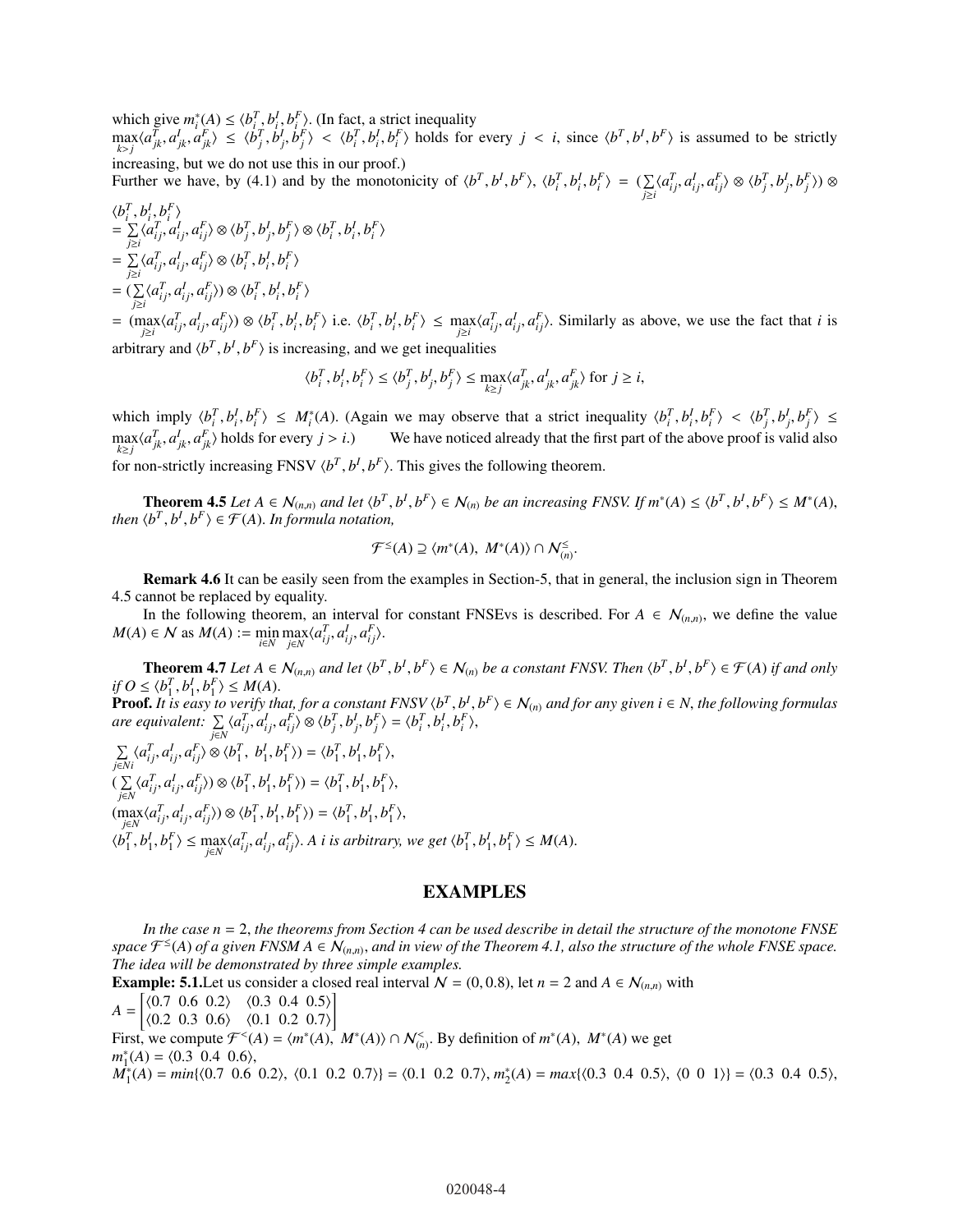which give $m_i^*(A) \leq \langle b_i^T, b_i^I, b_i^F \rangle$. (In fact, a strict inequality $\max\limits_{k>j}\langle a_{jk}^T, a_{jk}^I, a_{jk}^F \rangle \leq \langle b_j^T, b_j^I, b_j^F \rangle < \langle b_i^T, b_i^I, b_i^F \rangle$ holds for every $j < i$, since $\langle b^T, b^I, b^F \rangle$ is assumed to be strictly increasing, but we do not use this in our proof.)

Further we have, by (4.1) and by the monotonicity of $\langle b^T, b^I, b^F \rangle$, $\langle b_i^T, b_i^I, b_i^F \rangle = (\sum\limits_{j \geq i} \langle a_{ij}^T, a_{ij}^I, a_{ij}^F \rangle \otimes \langle b_j^T, b_j^I, b_j^F \rangle) \otimes \langle b_i^T, b_i^I, b_i^F \rangle$

$= \sum\limits_{j \geq i} \langle a_{ij}^T, a_{ij}^I, a_{ij}^F \rangle \otimes \langle b_j^T, b_j^I, b_j^F \rangle \otimes \langle b_i^T, b_i^I, b_i^F \rangle$

$= \sum\limits_{j \geq i} \langle a_{ij}^T, a_{ij}^I, a_{ij}^F \rangle \otimes \langle b_i^T, b_i^I, b_i^F \rangle$

$= (\sum\limits_{j \geq i} \langle a_{ij}^T, a_{ij}^I, a_{ij}^F \rangle) \otimes \langle b_i^T, b_i^I, b_i^F \rangle$

$= (\max\limits_{j \geq i} \langle a_{ij}^T, a_{ij}^I, a_{ij}^F \rangle) \otimes \langle b_i^T, b_i^I, b_i^F \rangle$ i.e. $\langle b_i^T, b_i^I, b_i^F \rangle \leq \max\limits_{j \geq i} \langle a_{ij}^T, a_{ij}^I, a_{ij}^F \rangle$. Similarly as above, we use the fact that $i$ is arbitrary and $\langle b^T, b^I, b^F \rangle$ is increasing, and we get inequalities

$$\langle b_i^T, b_i^I, b_i^F \rangle \leq \langle b_j^T, b_j^I, b_j^F \rangle \leq \max_{k \geq j} \langle a_{jk}^T, a_{jk}^I, a_{jk}^F \rangle \text{ for } j \geq i,$$

which imply $\langle b_i^T, b_i^I, b_i^F \rangle \leq M_i^*(A)$. (Again we may observe that a strict inequality $\langle b_i^T, b_i^I, b_i^F \rangle < \langle b_j^T, b_j^I, b_j^F \rangle \leq \max\limits_{k \geq j} \langle a_{jk}^T, a_{jk}^I, a_{jk}^F \rangle$ holds for every $j > i$.) We have noticed already that the first part of the above proof is valid also for non-strictly increasing FNSV $\langle b^T, b^I, b^F \rangle$. This gives the following theorem.

**Theorem 4.5** *Let $A \in \mathcal{N}_{(n,n)}$ and let $\langle b^T, b^I, b^F \rangle \in \mathcal{N}_{(n)}$ be an increasing FNSV. If $m^*(A) \leq \langle b^T, b^I, b^F \rangle \leq M^*(A)$, then $\langle b^T, b^I, b^F \rangle \in \mathcal{F}(A)$. In formula notation,*

$$\mathcal{F}^{\leq}(A) \supseteq \langle m^*(A),\ M^*(A) \rangle \cap \mathcal{N}_{(n)}^{\leq}.$$

**Remark 4.6** It can be easily seen from the examples in Section-5, that in general, the inclusion sign in Theorem 4.5 cannot be replaced by equality.

In the following theorem, an interval for constant FNSEvs is described. For $A \in \mathcal{N}_{(n,n)}$, we define the value $M(A) \in \mathcal{N}$ as $M(A) := \min\limits_{i \in N} \max\limits_{j \in N} \langle a_{ij}^T, a_{ij}^I, a_{ij}^F \rangle$.

**Theorem 4.7** *Let $A \in \mathcal{N}_{(n,n)}$ and let $\langle b^T, b^I, b^F \rangle \in \mathcal{N}_{(n)}$ be a constant FNSV. Then $\langle b^T, b^I, b^F \rangle \in \mathcal{F}(A)$ if and only if $O \leq \langle b_1^T, b_1^I, b_1^F \rangle \leq M(A)$.*

**Proof.** *It is easy to verify that, for a constant FNSV $\langle b^T, b^I, b^F \rangle \in \mathcal{N}_{(n)}$ and for any given $i \in N$, the following formulas are equivalent:* $\sum\limits_{j \in N} \langle a_{ij}^T, a_{ij}^I, a_{ij}^F \rangle \otimes \langle b_j^T, b_j^I, b_j^F \rangle = \langle b_i^T, b_i^I, b_i^F \rangle$,

$\sum\limits_{j \in Ni} \langle a_{ij}^T, a_{ij}^I, a_{ij}^F \rangle \otimes \langle b_1^T,\ b_1^I, b_1^F \rangle) = \langle b_1^T, b_1^I, b_1^F \rangle$,

$(\sum\limits_{j \in N} \langle a_{ij}^T, a_{ij}^I, a_{ij}^F \rangle) \otimes \langle b_1^T, b_1^I, b_1^F \rangle) = \langle b_1^T, b_1^I, b_1^F \rangle$,

$(\max\limits_{j \in N} \langle a_{ij}^T, a_{ij}^I, a_{ij}^F \rangle) \otimes \langle b_1^T, b_1^I, b_1^F \rangle) = \langle b_1^T, b_1^I, b_1^F \rangle$,

$\langle b_1^T, b_1^I, b_1^F \rangle \leq \max\limits_{j \in N} \langle a_{ij}^T, a_{ij}^I, a_{ij}^F \rangle$. *A $i$ is arbitrary, we get $\langle b_1^T, b_1^I, b_1^F \rangle \leq M(A)$.*

## EXAMPLES

*In the case $n = 2$, the theorems from Section 4 can be used describe in detail the structure of the monotone FNSE space $\mathcal{F}^{\leq}(A)$ of a given FNSM $A \in \mathcal{N}_{(n,n)}$, and in view of the Theorem 4.1, also the structure of the whole FNSE space. The idea will be demonstrated by three simple examples.*

**Example: 5.1.** Let us consider a closed real interval $\mathcal{N} = (0, 0.8)$, let $n = 2$ and $A \in \mathcal{N}_{(n,n)}$ with

$A = \begin{bmatrix} \langle 0.7\ \ 0.6\ \ 0.2 \rangle & \langle 0.3\ \ 0.4\ \ 0.5 \rangle \\ \langle 0.2\ \ 0.3\ \ 0.6 \rangle & \langle 0.1\ \ 0.2\ \ 0.7 \rangle \end{bmatrix}$

First, we compute $\mathcal{F}^{<}(A) = \langle m^*(A),\ M^*(A) \rangle \cap \mathcal{N}_{(n)}^{<}$. By definition of $m^*(A),\ M^*(A)$ we get

$m_1^*(A) = \langle 0.3\ \ 0.4\ \ 0.6 \rangle$,

$M_1^*(A) = min\{\langle 0.7\ \ 0.6\ \ 0.2 \rangle,\ \langle 0.1\ \ 0.2\ \ 0.7 \rangle\} = \langle 0.1\ \ 0.2\ \ 0.7 \rangle$, $m_2^*(A) = max\{\langle 0.3\ \ 0.4\ \ 0.5 \rangle,\ \langle 0\ \ 0\ \ 1 \rangle\} = \langle 0.3\ \ 0.4\ \ 0.5 \rangle$,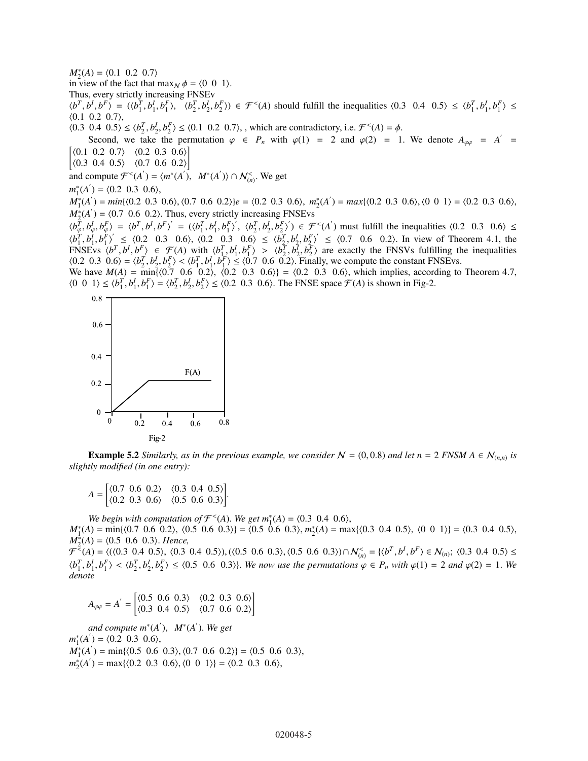$M_2^*(A) = \langle 0.1\ \ 0.2\ \ 0.7 \rangle$
in view of the fact that $\max_{\mathcal{N}} \phi = \langle 0\ \ 0\ \ 1 \rangle$.
Thus, every strictly increasing FNSEv
$\langle b^T, b^I, b^F \rangle = (\langle b_1^T, b_1^I, b_1^F \rangle,\ \ \langle b_2^T, b_2^I, b_2^F \rangle) \in \mathcal{F}^<(A)$ should fulfill the inequalities $\langle 0.3\ \ 0.4\ \ 0.5 \rangle \leq \langle b_1^T, b_1^I, b_1^F \rangle \leq \langle 0.1\ \ 0.2\ \ 0.7 \rangle$,
$\langle 0.3\ \ 0.4\ \ 0.5 \rangle \leq \langle b_2^T, b_2^I, b_2^F \rangle \leq \langle 0.1\ \ 0.2\ \ 0.7 \rangle$, , which are contradictory, i.e. $\mathcal{F}^<(A) = \phi$.

Second, we take the permutation $\varphi \in P_n$ with $\varphi(1) = 2$ and $\varphi(2) = 1$. We denote $A_{\varphi\varphi} = A' = \begin{bmatrix} \langle 0.1\ \ 0.2\ \ 0.7 \rangle & \langle 0.2\ \ 0.3\ \ 0.6 \rangle \\ \langle 0.3\ \ 0.4\ \ 0.5 \rangle & \langle 0.7\ \ 0.6\ \ 0.2 \rangle \end{bmatrix}$
and compute $\mathcal{F}^<(A') = \langle m^*(A'),\ \ M^*(A') \rangle \cap \mathcal{N}_{(n)}^<$. We get
$m_1^*(A') = \langle 0.2\ \ 0.3\ \ 0.6 \rangle$,
$M_1^*(A') = min\{\langle 0.2\ \ 0.3\ \ 0.6 \rangle, \langle 0.7\ \ 0.6\ \ 0.2 \rangle\}e = \langle 0.2\ \ 0.3\ \ 0.6 \rangle$, $m_2^*(A') = max\{\langle 0.2\ \ 0.3\ \ 0.6 \rangle, \langle 0\ \ 0\ \ 1 \rangle = \langle 0.2\ \ 0.3\ \ 0.6 \rangle$,
$M_2^*(A') = \langle 0.7\ \ 0.6\ \ 0.2 \rangle$. Thus, every strictly increasing FNSEvs
$\langle b_\varphi^T, b_\varphi^I, b_\varphi^F \rangle = \langle b^T, b^I, b^F \rangle' = (\langle b_1^T, b_1^I, b_1^F \rangle',\ \ \langle b_2^T, b_2^I, b_2^F \rangle') \in \mathcal{F}^<(A')$ must fulfill the inequalities $\langle 0.2\ \ 0.3\ \ 0.6 \rangle \leq \langle b_1^T, b_1^I, b_1^F \rangle' \leq \langle 0.2\ \ 0.3\ \ 0.6 \rangle$, $\langle 0.2\ \ 0.3\ \ 0.6 \rangle \leq \langle b_2^T, b_2^I, b_2^F \rangle' \leq \langle 0.7\ \ 0.6\ \ 0.2 \rangle$. In view of Theorem 4.1, the FNSEvs $\langle b^T, b^I, b^F \rangle \in \mathcal{F}(A)$ with $\langle b_1^T, b_1^I, b_1^F \rangle > \langle b_2^T, b_2^I, b_2^F \rangle$ are exactly the FNSVs fulfilling the inequalities $\langle 0.2\ \ 0.3\ \ 0.6 \rangle = \langle b_2^T, b_2^I, b_2^F \rangle < \langle b_1^T, b_1^I, b_1^F \rangle \leq \langle 0.7\ \ 0.6\ \ 0.2 \rangle$. Finally, we compute the constant FNSEvs.
We have $M(A) = \min\{\langle 0.7\ \ 0.6\ \ 0.2 \rangle, \langle 0.2\ \ 0.3\ \ 0.6 \rangle\} = \langle 0.2\ \ 0.3\ \ 0.6 \rangle$, which implies, according to Theorem 4.7, $\langle 0\ \ 0\ \ 1 \rangle \leq \langle b_1^T, b_1^I, b_1^F \rangle = \langle b_2^T, b_2^I, b_2^F \rangle \leq \langle 0.2\ \ 0.3\ \ 0.6 \rangle$. The FNSE space $\mathcal{F}(A)$ is shown in Fig-2.

Fig-2

**Example 5.2** *Similarly, as in the previous example, we consider $\mathcal{N} = (0, 0.8)$ and let $n = 2$ FNSM $A \in \mathcal{N}_{(n,n)}$ is slightly modified (in one entry):*

$$A = \begin{bmatrix} \langle 0.7\ \ 0.6\ \ 0.2 \rangle & \langle 0.3\ \ 0.4\ \ 0.5 \rangle \\ \langle 0.2\ \ 0.3\ \ 0.6 \rangle & \langle 0.5\ \ 0.6\ \ 0.3 \rangle \end{bmatrix}.$$

*We begin with computation of $\mathcal{F}^<(A)$. We get $m_1^*(A) = \langle 0.3\ \ 0.4\ \ 0.6 \rangle$,*
$M_1^*(A) = \min\{\langle 0.7\ \ 0.6\ \ 0.2 \rangle, \langle 0.5\ \ 0.6\ \ 0.3 \rangle\} = \langle 0.5\ \ 0.6\ \ 0.3 \rangle$, $m_2^*(A) = \max\{\langle 0.3\ \ 0.4\ \ 0.5 \rangle, \langle 0\ \ 0\ \ 1 \rangle\} = \langle 0.3\ \ 0.4\ \ 0.5 \rangle$,
$M_2^*(A) = \langle 0.5\ \ 0.6\ \ 0.3 \rangle$. *Hence,*
$\mathcal{F}^<(A) = \langle (\langle 0.3\ \ 0.4\ \ 0.5 \rangle, \langle 0.3\ \ 0.4\ \ 0.5 \rangle), (\langle 0.5\ \ 0.6\ \ 0.3 \rangle, \langle 0.5\ \ 0.6\ \ 0.3 \rangle) \cap \mathcal{N}_{(n)}^< = \{\langle b^T, b^I, b^F \rangle \in \mathcal{N}_{(n)};\ \langle 0.3\ \ 0.4\ \ 0.5 \rangle \leq \langle b_1^T, b_1^I, b_1^F \rangle < \langle b_2^T, b_2^I, b_2^F \rangle \leq \langle 0.5\ \ 0.6\ \ 0.3 \rangle\}$. *We now use the permutations $\varphi \in P_n$ with $\varphi(1) = 2$ and $\varphi(2) = 1$. We denote*

$$A_{\varphi\varphi} = A' = \begin{bmatrix} \langle 0.5\ \ 0.6\ \ 0.3 \rangle & \langle 0.2\ \ 0.3\ \ 0.6 \rangle \\ \langle 0.3\ \ 0.4\ \ 0.5 \rangle & \langle 0.7\ \ 0.6\ \ 0.2 \rangle \end{bmatrix}$$

*and compute $m^*(A'),\ \ M^*(A')$. We get*
$m_1^*(A') = \langle 0.2\ \ 0.3\ \ 0.6 \rangle$,
$M_1^*(A') = \min\{\langle 0.5\ \ 0.6\ \ 0.3 \rangle, \langle 0.7\ \ 0.6\ \ 0.2 \rangle\} = \langle 0.5\ \ 0.6\ \ 0.3 \rangle$,
$m_2^*(A') = \max\{\langle 0.2\ \ 0.3\ \ 0.6 \rangle, \langle 0\ \ 0\ \ 1 \rangle\} = \langle 0.2\ \ 0.3\ \ 0.6 \rangle$,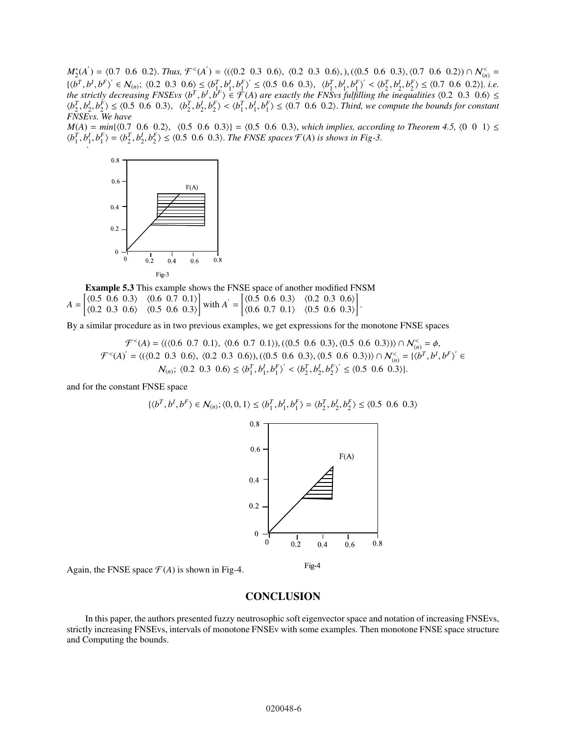$M_2^*(A') = \langle 0.7\ \ 0.6\ \ 0.2\rangle$. *Thus,* $\mathcal{F}^<(A') = \langle(\langle 0.2\ \ 0.3\ \ 0.6\rangle,\ \langle 0.2\ \ 0.3\ \ 0.6\rangle,),(\langle 0.5\ \ 0.6\ \ 0.3\rangle, \langle 0.7\ \ 0.6\ \ 0.2\rangle) \cap \mathcal{N}^<_{(n)} = \{\langle b^T, b^I, b^F\rangle' \in \mathcal{N}_{(n)};\ \langle 0.2\ \ 0.3\ \ 0.6\rangle \leq \langle b_1^T, b_1^I, b_1^F\rangle' \leq \langle 0.5\ \ 0.6\ \ 0.3\rangle,\ \ \langle b_1^T, b_1^I, b_1^F\rangle' < \langle b_2^T, b_2^I, b_2^F\rangle \leq \langle 0.7\ \ 0.6\ \ 0.2\rangle\}$. *i.e. the strictly decreasing FNSEvs* $\langle b^T, b^I, b^F\rangle \in \mathcal{F}(A)$ *are exactly the FNSvs fulfilling the inequalities* $\langle 0.2\ \ 0.3\ \ 0.6\rangle \leq \langle b_2^T, b_2^I, b_2^F\rangle \leq \langle 0.5\ \ 0.6\ \ 0.3\rangle,\ \ \langle b_2^T, b_2^I, b_2^F\rangle < \langle b_1^T, b_1^I, b_1^F\rangle \leq \langle 0.7\ \ 0.6\ \ 0.2\rangle$. *Third, we compute the bounds for constant FNSEvs. We have*

$M(A) = min\{\langle 0.7\ \ 0.6\ \ 0.2\rangle,\ \ \langle 0.5\ \ 0.6\ \ 0.3\rangle\} = \langle 0.5\ \ 0.6\ \ 0.3\rangle$, *which implies, according to Theorem 4.5,* $\langle 0\ \ 0\ \ 1\rangle \leq \langle b_1^T, b_1^I, b_1^F\rangle = \langle b_2^T, b_2^I, b_2^F\rangle \leq \langle 0.5\ \ 0.6\ \ 0.3\rangle$. *The FNSE spaces* $\mathcal{F}(A)$ *is shows in Fig-3.*

Fig-3

**Example 5.3** This example shows the FNSE space of another modified FNSM

$$A = \begin{bmatrix} \langle 0.5\ \ 0.6\ \ 0.3\rangle & \langle 0.6\ \ 0.7\ \ 0.1\rangle \\ \langle 0.2\ \ 0.3\ \ 0.6\rangle & \langle 0.5\ \ 0.6\ \ 0.3\rangle \end{bmatrix} \text{ with } A' = \begin{bmatrix} \langle 0.5\ \ 0.6\ \ 0.3\rangle & \langle 0.2\ \ 0.3\ \ 0.6\rangle \\ \langle 0.6\ \ 0.7\ \ 0.1\rangle & \langle 0.5\ \ 0.6\ \ 0.3\rangle \end{bmatrix}.$$

By a similar procedure as in two previous examples, we get expressions for the monotone FNSE spaces

$$\mathcal{F}^<(A) = \langle(\langle 0.6\ \ 0.7\ \ 0.1\rangle,\ \langle 0.6\ \ 0.7\ \ 0.1\rangle),(\langle 0.5\ \ 0.6\ \ 0.3\rangle, \langle 0.5\ \ 0.6\ \ 0.3\rangle)\rangle \cap \mathcal{N}^<_{(n)} = \phi,$$

$$\mathcal{F}^<(A)' = \langle(\langle 0.2\ \ 0.3\ \ 0.6\rangle,\ \langle 0.2\ \ 0.3\ \ 0.6\rangle),(\langle 0.5\ \ 0.6\ \ 0.3\rangle, \langle 0.5\ \ 0.6\ \ 0.3\rangle)\rangle \cap \mathcal{N}^<_{(n)} = \{\langle b^T, b^I, b^F\rangle' \in \mathcal{N}_{(n)};\ \langle 0.2\ \ 0.3\ \ 0.6\rangle \leq \langle b_1^T, b_1^I, b_1^F\rangle' < \langle b_2^T, b_2^I, b_2^F\rangle' \leq \langle 0.5\ \ 0.6\ \ 0.3\rangle\}.$$

and for the constant FNSE space

$$\{\langle b^T, b^I, b^F\rangle \in \mathcal{N}_{(n)}; \langle 0, 0, 1\rangle \leq \langle b_1^T, b_1^I, b_1^F\rangle = \langle b_2^T, b_2^I, b_2^F\rangle \leq \langle 0.5\ \ 0.6\ \ 0.3\rangle$$

Fig-4

Again, the FNSE space $\mathcal{F}(A)$ is shown in Fig-4.

## CONCLUSION

In this paper, the authors presented fuzzy neutrosophic soft eigenvector space and notation of increasing FNSEvs, strictly increasing FNSEvs, intervals of monotone FNSEv with some examples. Then monotone FNSE space structure and Computing the bounds.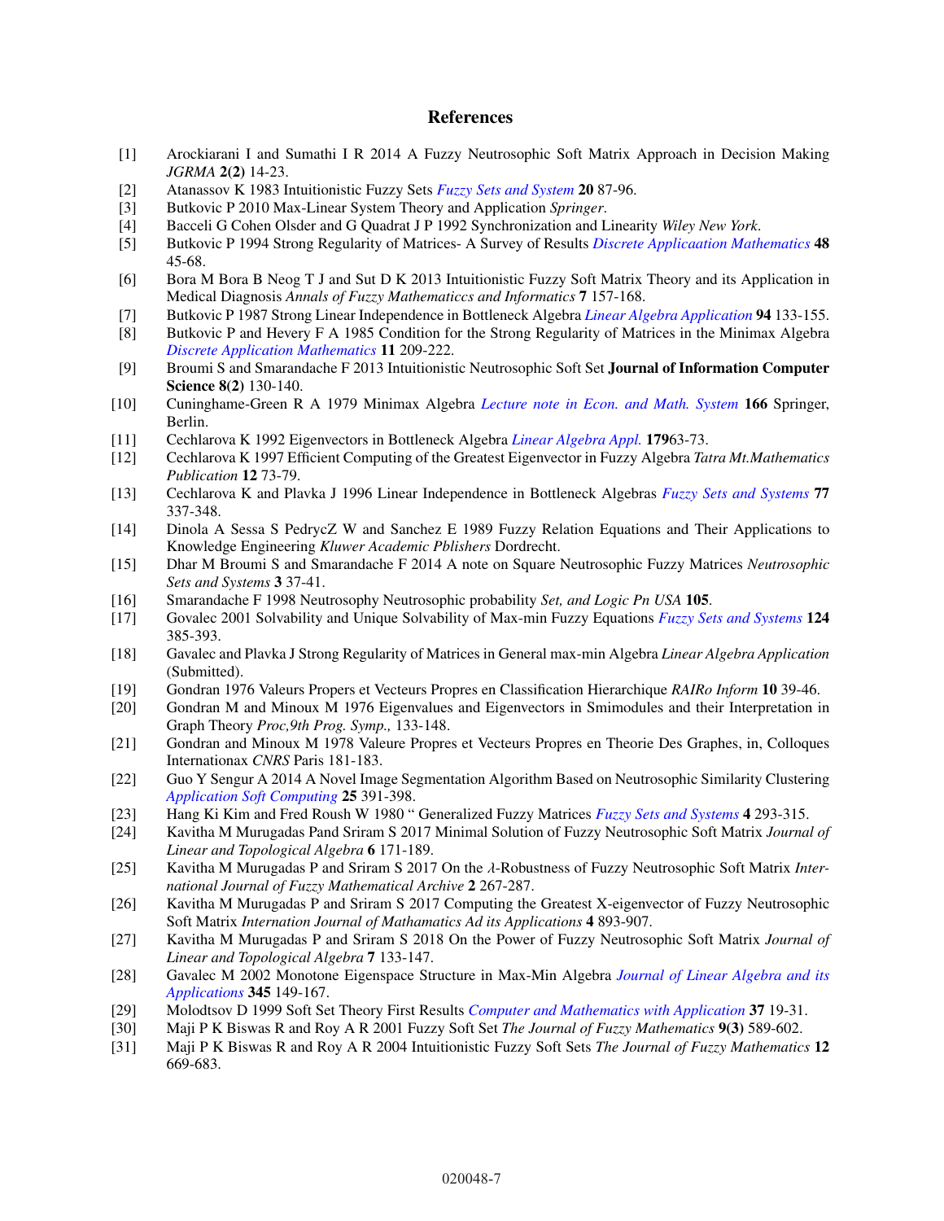## References

[1] Arockiarani I and Sumathi I R 2014 A Fuzzy Neutrosophic Soft Matrix Approach in Decision Making *JGRMA* **2(2)** 14-23.

[2] Atanassov K 1983 Intuitionistic Fuzzy Sets *Fuzzy Sets and System* **20** 87-96.

[3] Butkovic P 2010 Max-Linear System Theory and Application *Springer*.

[4] Bacceli G Cohen Olsder and G Quadrat J P 1992 Synchronization and Linearity *Wiley New York*.

[5] Butkovic P 1994 Strong Regularity of Matrices- A Survey of Results *Discrete Applicaation Mathematics* **48** 45-68.

[6] Bora M Bora B Neog T J and Sut D K 2013 Intuitionistic Fuzzy Soft Matrix Theory and its Application in Medical Diagnosis *Annals of Fuzzy Mathematiccs and Informatics* **7** 157-168.

[7] Butkovic P 1987 Strong Linear Independence in Bottleneck Algebra *Linear Algebra Application* **94** 133-155.

[8] Butkovic P and Hevery F A 1985 Condition for the Strong Regularity of Matrices in the Minimax Algebra *Discrete Application Mathematics* **11** 209-222.

[9] Broumi S and Smarandache F 2013 Intuitionistic Neutrosophic Soft Set **Journal of Information Computer Science 8(2)** 130-140.

[10] Cuninghame-Green R A 1979 Minimax Algebra *Lecture note in Econ. and Math. System* **166** Springer, Berlin.

[11] Cechlarova K 1992 Eigenvectors in Bottleneck Algebra *Linear Algebra Appl.* **179**63-73.

[12] Cechlarova K 1997 Efficient Computing of the Greatest Eigenvector in Fuzzy Algebra *Tatra Mt.Mathematics Publication* **12** 73-79.

[13] Cechlarova K and Plavka J 1996 Linear Independence in Bottleneck Algebras *Fuzzy Sets and Systems* **77** 337-348.

[14] Dinola A Sessa S PedryczZ W and Sanchez E 1989 Fuzzy Relation Equations and Their Applications to Knowledge Engineering *Kluwer Academic Pblishers* Dordrecht.

[15] Dhar M Broumi S and Smarandache F 2014 A note on Square Neutrosophic Fuzzy Matrices *Neutrosophic Sets and Systems* **3** 37-41.

[16] Smarandache F 1998 Neutrosophy Neutrosophic probability *Set, and Logic Pn USA* **105**.

[17] Govalec 2001 Solvability and Unique Solvability of Max-min Fuzzy Equations *Fuzzy Sets and Systems* **124** 385-393.

[18] Gavalec and Plavka J Strong Regularity of Matrices in General max-min Algebra *Linear Algebra Application* (Submitted).

[19] Gondran 1976 Valeurs Propers et Vecteurs Propres en Classification Hierarchique *RAIRo Inform* **10** 39-46.

[20] Gondran M and Minoux M 1976 Eigenvalues and Eigenvectors in Smimodules and their Interpretation in Graph Theory *Proc,9th Prog. Symp.,* 133-148.

[21] Gondran and Minoux M 1978 Valeure Propres et Vecteurs Propres en Theorie Des Graphes, in, Colloques Internationax *CNRS* Paris 181-183.

[22] Guo Y Sengur A 2014 A Novel Image Segmentation Algorithm Based on Neutrosophic Similarity Clustering *Application Soft Computing* **25** 391-398.

[23] Hang Ki Kim and Fred Roush W 1980 " Generalized Fuzzy Matrices *Fuzzy Sets and Systems* **4** 293-315.

[24] Kavitha M Murugadas Pand Sriram S 2017 Minimal Solution of Fuzzy Neutrosophic Soft Matrix *Journal of Linear and Topological Algebra* **6** 171-189.

[25] Kavitha M Murugadas P and Sriram S 2017 On the $\lambda$-Robustness of Fuzzy Neutrosophic Soft Matrix *International Journal of Fuzzy Mathematical Archive* **2** 267-287.

[26] Kavitha M Murugadas P and Sriram S 2017 Computing the Greatest X-eigenvector of Fuzzy Neutrosophic Soft Matrix *Internation Journal of Mathamatics Ad its Applications* **4** 893-907.

[27] Kavitha M Murugadas P and Sriram S 2018 On the Power of Fuzzy Neutrosophic Soft Matrix *Journal of Linear and Topological Algebra* **7** 133-147.

[28] Gavalec M 2002 Monotone Eigenspace Structure in Max-Min Algebra *Journal of Linear Algebra and its Applications* **345** 149-167.

[29] Molodtsov D 1999 Soft Set Theory First Results *Computer and Mathematics with Application* **37** 19-31.

[30] Maji P K Biswas R and Roy A R 2001 Fuzzy Soft Set *The Journal of Fuzzy Mathematics* **9(3)** 589-602.

[31] Maji P K Biswas R and Roy A R 2004 Intuitionistic Fuzzy Soft Sets *The Journal of Fuzzy Mathematics* **12** 669-683.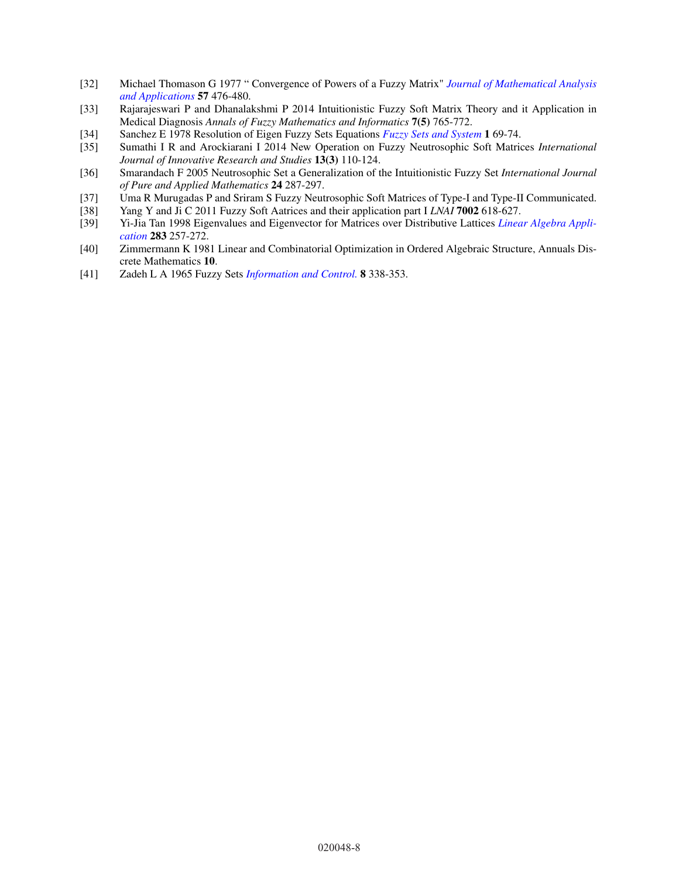[32] Michael Thomason G 1977 " Convergence of Powers of a Fuzzy Matrix" *Journal of Mathematical Analysis and Applications* **57** 476-480.

[33] Rajarajeswari P and Dhanalakshmi P 2014 Intuitionistic Fuzzy Soft Matrix Theory and it Application in Medical Diagnosis *Annals of Fuzzy Mathematics and Informatics* **7(5)** 765-772.

[34] Sanchez E 1978 Resolution of Eigen Fuzzy Sets Equations *Fuzzy Sets and System* **1** 69-74.

[35] Sumathi I R and Arockiarani I 2014 New Operation on Fuzzy Neutrosophic Soft Matrices *International Journal of Innovative Research and Studies* **13(3)** 110-124.

[36] Smarandach F 2005 Neutrosophic Set a Generalization of the Intuitionistic Fuzzy Set *International Journal of Pure and Applied Mathematics* **24** 287-297.

[37] Uma R Murugadas P and Sriram S Fuzzy Neutrosophic Soft Matrices of Type-I and Type-II Communicated.

[38] Yang Y and Ji C 2011 Fuzzy Soft Aatrices and their application part I *LNAI* **7002** 618-627.

[39] Yi-Jia Tan 1998 Eigenvalues and Eigenvector for Matrices over Distributive Lattices *Linear Algebra Application* **283** 257-272.

[40] Zimmermann K 1981 Linear and Combinatorial Optimization in Ordered Algebraic Structure, Annuals Discrete Mathematics **10**.

[41] Zadeh L A 1965 Fuzzy Sets *Information and Control.* **8** 338-353.